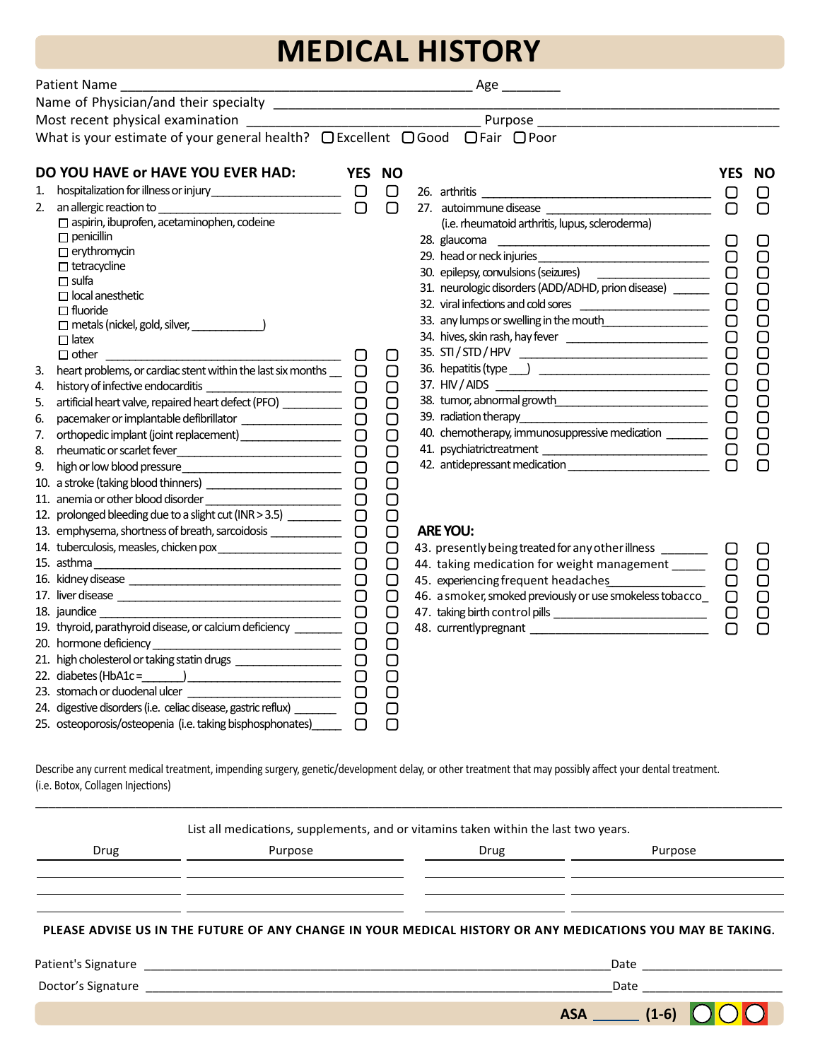# MEDICAL HISTORY

Patient Name ______________________________________________ Age ________

Name of Physician/and their specialty ________________________________________________________________

Most recent physical examination ___________________________ Purpose ______________________________

What is your estimate of your general health? ☐ Excellent ☐ Good ☐ Fair ☐ Poor

## DO YOU HAVE or HAVE YOU EVER HAD:

| | | YES | NO |
|---|---|---|---|
| 1. | hospitalization for illness or injury ____________________ | ☐ | ☐ |
| 2. | an allergic reaction to ____________________________ | ☐ | ☐ |
| | ☐ aspirin, ibuprofen, acetaminophen, codeine | | |
| | ☐ penicillin | | |
| | ☐ erythromycin | | |
| | ☐ tetracycline | | |
| | ☐ sulfa | | |
| | ☐ local anesthetic | | |
| | ☐ fluoride | | |
| | ☐ metals (nickel, gold, silver, ___________) | | |
| | ☐ latex | | |
| | ☐ other ________________________________ | ☐ | ☐ |
| 3. | heart problems, or cardiac stent within the last six months __ | ☐ | ☐ |
| 4. | history of infective endocarditis ________________ | ☐ | ☐ |
| 5. | artificial heart valve, repaired heart defect (PFO) _________ | ☐ | ☐ |
| 6. | pacemaker or implantable defibrillator ______________ | ☐ | ☐ |
| 7. | orthopedic implant (joint replacement) _______________ | ☐ | ☐ |
| 8. | rheumatic or scarlet fever_______________________ | ☐ | ☐ |
| 9. | high or low blood pressure_______________________ | ☐ | ☐ |
| 10. | a stroke (taking blood thinners) __________________ | ☐ | ☐ |
| 11. | anemia or other blood disorder ___________________ | ☐ | ☐ |
| 12. | prolonged bleeding due to a slight cut (INR > 3.5) ________ | ☐ | ☐ |
| 13. | emphysema, shortness of breath, sarcoidosis __________ | ☐ | ☐ |
| 14. | tuberculosis, measles, chicken pox __________________ | ☐ | ☐ |
| 15. | asthma ____________________________________ | ☐ | ☐ |
| 16. | kidney disease ________________________________ | ☐ | ☐ |
| 17. | liver disease _________________________________ | ☐ | ☐ |
| 18. | jaundice ____________________________________ | ☐ | ☐ |
| 19. | thyroid, parathyroid disease, or calcium deficiency _______ | ☐ | ☐ |
| 20. | hormone deficiency ____________________________ | ☐ | ☐ |
| 21. | high cholesterol or taking statin drugs ________________ | ☐ | ☐ |
| 22. | diabetes (HbA1c = _______) ______________________ | ☐ | ☐ |
| 23. | stomach or duodenal ulcer _______________________ | ☐ | ☐ |
| 24. | digestive disorders (i.e. celiac disease, gastric reflux) ______ | ☐ | ☐ |
| 25. | osteoporosis/osteopenia (i.e. taking bisphosphonates)_____ | ☐ | ☐ |
| 26. | arthritis ___________________________________ | ☐ | ☐ |
| 27. | autoimmune disease _____________________ (i.e. rheumatoid arthritis, lupus, scleroderma) | ☐ | ☐ |
| 28. | glaucoma __________________________________ | ☐ | ☐ |
| 29. | head or neck injuries ___________________________ | ☐ | ☐ |
| 30. | epilepsy, convulsions (seizures) __________________ | ☐ | ☐ |
| 31. | neurologic disorders (ADD/ADHD, prion disease) ______ | ☐ | ☐ |
| 32. | viral infections and cold sores ____________________ | ☐ | ☐ |
| 33. | any lumps or swelling in the mouth_________________ | ☐ | ☐ |
| 34. | hives, skin rash, hay fever _______________________ | ☐ | ☐ |
| 35. | STI / STD / HPV ______________________________ | ☐ | ☐ |
| 36. | hepatitis (type ___) ___________________________ | ☐ | ☐ |
| 37. | HIV / AIDS __________________________________ | ☐ | ☐ |
| 38. | tumor, abnormal growth_________________________ | ☐ | ☐ |
| 39. | radiation therapy_______________________________ | ☐ | ☐ |
| 40. | chemotherapy, immunosuppressive medication _______ | ☐ | ☐ |
| 41. | psychiatric treatment ____________________________ | ☐ | ☐ |
| 42. | antidepressant medication ________________________ | ☐ | ☐ |

## ARE YOU:

| | | YES | NO |
|---|---|---|---|
| 43. | presently being treated for any other illness _______ | ☐ | ☐ |
| 44. | taking medication for weight management _____ | ☐ | ☐ |
| 45. | experiencing frequent headaches_______________ | ☐ | ☐ |
| 46. | a smoker, smoked previously or use smokeless tobacco_ | ☐ | ☐ |
| 47. | taking birth control pills ______________________ | ☐ | ☐ |
| 48. | currently pregnant ___________________________ | ☐ | ☐ |

Describe any current medical treatment, impending surgery, genetic/development delay, or other treatment that may possibly affect your dental treatment. (i.e. Botox, Collagen Injections)

______________________________________________________________________________________________

List all medications, supplements, and or vitamins taken within the last two years.

| Drug | Purpose | Drug | Purpose |
|---|---|---|---|
| | | | |
| | | | |
| | | | |

**PLEASE ADVISE US IN THE FUTURE OF ANY CHANGE IN YOUR MEDICAL HISTORY OR ANY MEDICATIONS YOU MAY BE TAKING.**

Patient's Signature ___________________________________________________ Date ________________

Doctor's Signature ___________________________________________________ Date ________________

**ASA** ______ **(1-6)** ◯ ◯ ◯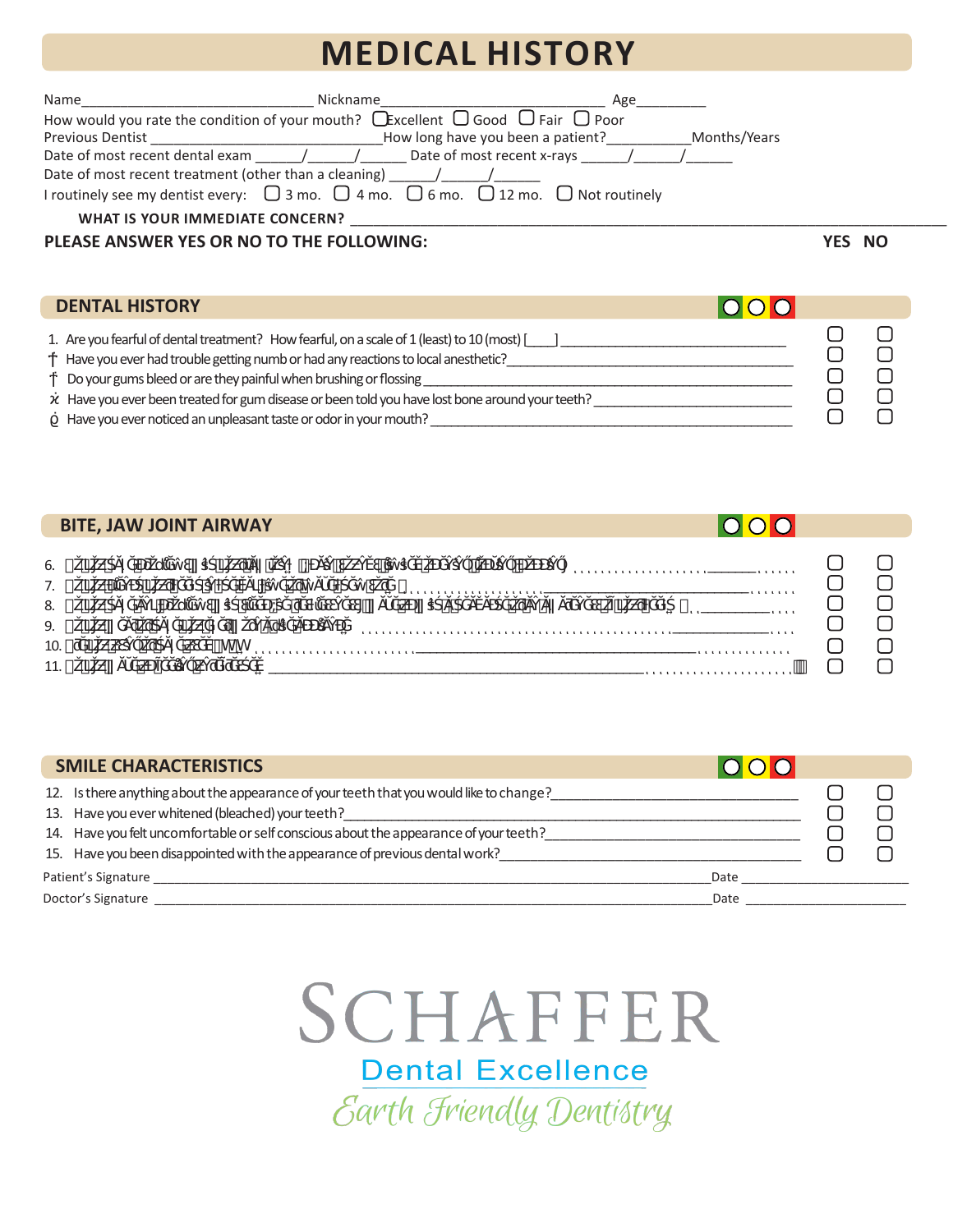# MEDICAL HISTORY

Name_______________________________ Nickname_______________________________ Age_________

How would you rate the condition of your mouth? ☐ Excellent ☐ Good ☐ Fair ☐ Poor

Previous Dentist ______________________________ How long have you been a patient?___________Months/Years

Date of most recent dental exam ______/______/______ Date of most recent x-rays ______/______/______

Date of most recent treatment (other than a cleaning) ______/______/______

I routinely see my dentist every: ☐ 3 mo. ☐ 4 mo. ☐ 6 mo. ☐ 12 mo. ☐ Not routinely

**WHAT IS YOUR IMMEDIATE CONCERN?** ______________________________________________

**PLEASE ANSWER YES OR NO TO THE FOLLOWING:** **YES NO**

## DENTAL HISTORY

| | YES | NO |
|---|---|---|
| 1. Are you fearful of dental treatment? How fearful, on a scale of 1 (least) to 10 (most) [____] ______________ | ☐ | ☐ |
| Have you ever had trouble getting numb or had any reactions to local anesthetic?______________ | ☐ | ☐ |
| Do your gums bleed or are they painful when brushing or flossing ______________ | ☐ | ☐ |
| Have you ever been treated for gum disease or been told you have lost bone around your teeth? ______________ | ☐ | ☐ |
| Have you ever noticed an unpleasant taste or odor in your mouth? ______________ | ☐ | ☐ |

## BITE, JAW JOINT AIRWAY

| | YES | NO |
|---|---|---|
| 6. | ☐ | ☐ |
| 7. | ☐ | ☐ |
| 8. | ☐ | ☐ |
| 9. | ☐ | ☐ |
| 10. | ☐ | ☐ |
| 11. | ☐ | ☐ |

## SMILE CHARACTERISTICS

| | YES | NO |
|---|---|---|
| 12. Is there anything about the appearance of your teeth that you would like to change?______________ | ☐ | ☐ |
| 13. Have you ever whitened (bleached) your teeth?______________ | ☐ | ☐ |
| 14. Have you felt uncomfortable or self conscious about the appearance of your teeth?______________ | ☐ | ☐ |
| 15. Have you been disappointed with the appearance of previous dental work?______________ | ☐ | ☐ |

Patient's Signature ______________________________________________ Date ______________________

Doctor's Signature ______________________________________________ Date ______________________

SCHAFFER

Dental Excellence

*Earth Friendly Dentistry*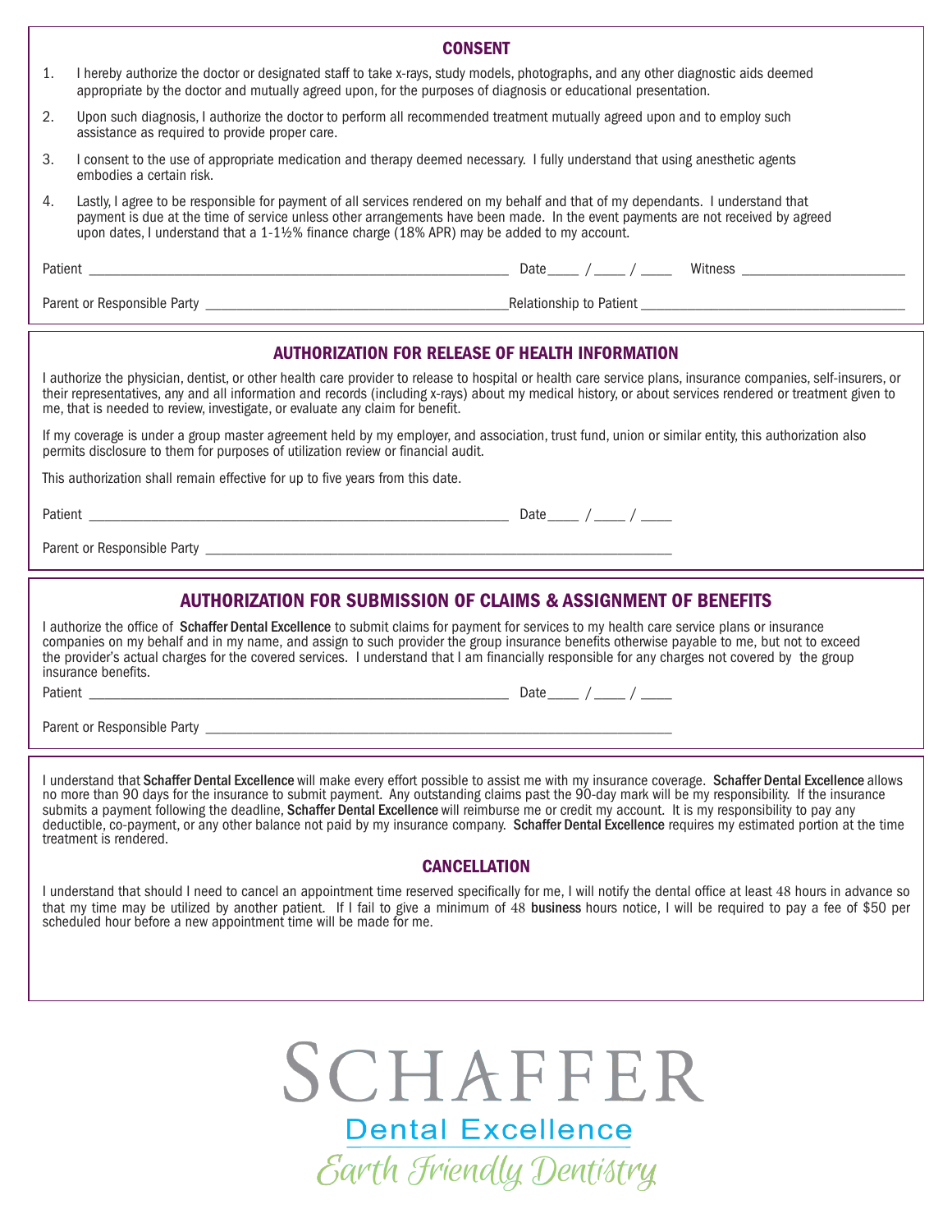## CONSENT

1. I hereby authorize the doctor or designated staff to take x-rays, study models, photographs, and any other diagnostic aids deemed appropriate by the doctor and mutually agreed upon, for the purposes of diagnosis or educational presentation.
2. Upon such diagnosis, I authorize the doctor to perform all recommended treatment mutually agreed upon and to employ such assistance as required to provide proper care.
3. I consent to the use of appropriate medication and therapy deemed necessary. I fully understand that using anesthetic agents embodies a certain risk.
4. Lastly, I agree to be responsible for payment of all services rendered on my behalf and that of my dependants. I understand that payment is due at the time of service unless other arrangements have been made. In the event payments are not received by agreed upon dates, I understand that a 1-1½% finance charge (18% APR) may be added to my account.

Patient ________________________________ Date____ / ____ / ____ Witness ______________________

Parent or Responsible Party ________________________________ Relationship to Patient ______________________

## AUTHORIZATION FOR RELEASE OF HEALTH INFORMATION

I authorize the physician, dentist, or other health care provider to release to hospital or health care service plans, insurance companies, self-insurers, or their representatives, any and all information and records (including x-rays) about my medical history, or about services rendered or treatment given to me, that is needed to review, investigate, or evaluate any claim for benefit.

If my coverage is under a group master agreement held by my employer, and association, trust fund, union or similar entity, this authorization also permits disclosure to them for purposes of utilization review or financial audit.

This authorization shall remain effective for up to five years from this date.

Patient ________________________________ Date____ / ____ / ____

Parent or Responsible Party ________________________________

## AUTHORIZATION FOR SUBMISSION OF CLAIMS & ASSIGNMENT OF BENEFITS

I authorize the office of **Schaffer Dental Excellence** to submit claims for payment for services to my health care service plans or insurance companies on my behalf and in my name, and assign to such provider the group insurance benefits otherwise payable to me, but not to exceed the provider's actual charges for the covered services. I understand that I am financially responsible for any charges not covered by the group insurance benefits.

Patient ________________________________ Date____ / ____ / ____

Parent or Responsible Party ________________________________

I understand that **Schaffer Dental Excellence** will make every effort possible to assist me with my insurance coverage. **Schaffer Dental Excellence** allows no more than 90 days for the insurance to submit payment. Any outstanding claims past the 90-day mark will be my responsibility. If the insurance submits a payment following the deadline, **Schaffer Dental Excellence** will reimburse me or credit my account. It is my responsibility to pay any deductible, co-payment, or any other balance not paid by my insurance company. **Schaffer Dental Excellence** requires my estimated portion at the time treatment is rendered.

## CANCELLATION

I understand that should I need to cancel an appointment time reserved specifically for me, I will notify the dental office at least 48 hours in advance so that my time may be utilized by another patient. If I fail to give a minimum of 48 **business** hours notice, I will be required to pay a fee of $50 per scheduled hour before a new appointment time will be made for me.

SCHAFFER
Dental Excellence
*Earth Friendly Dentistry*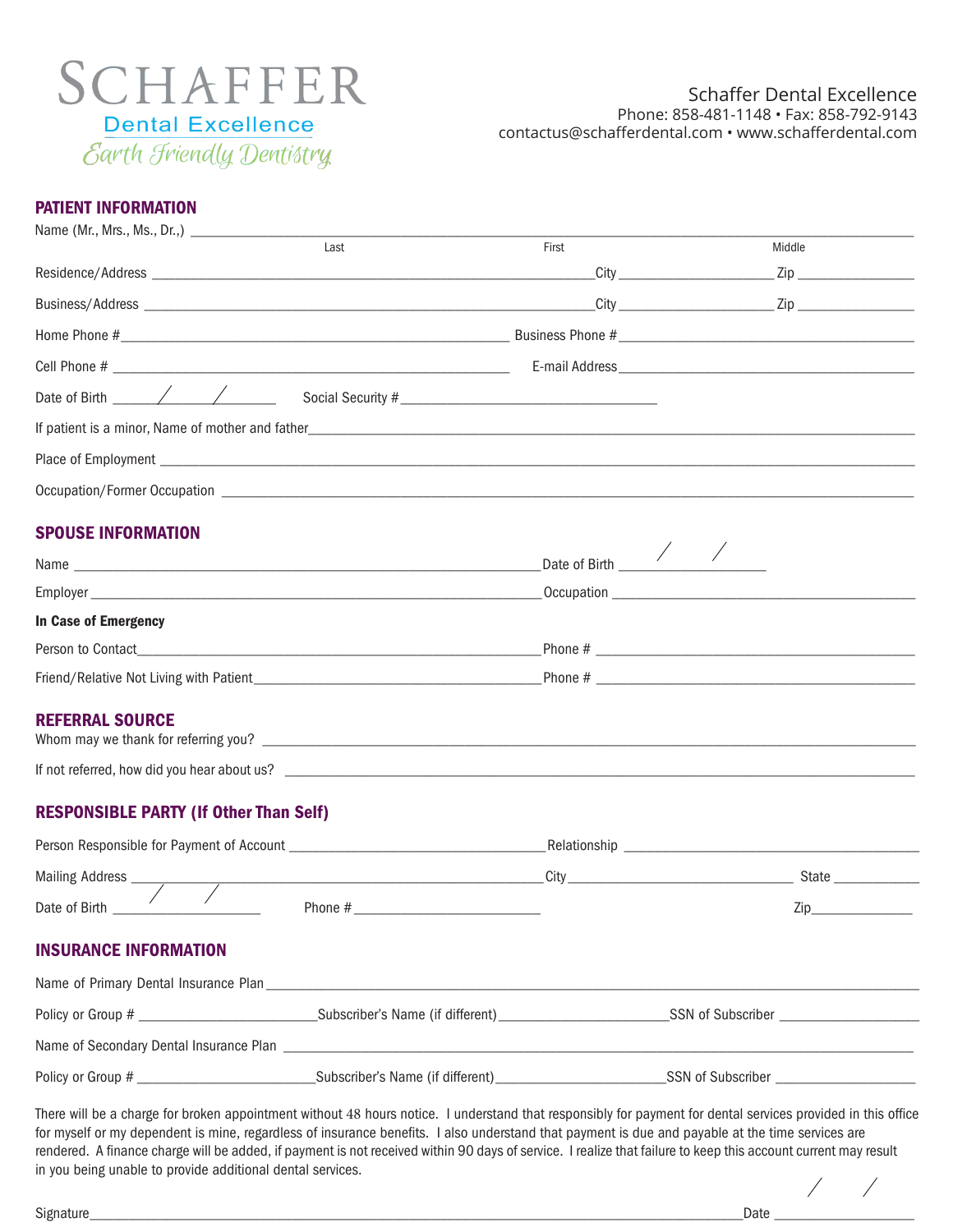SCHAFFER
Dental Excellence
*Earth Friendly Dentistry*

Schaffer Dental Excellence
Phone: 858-481-1148 • Fax: 858-792-9143
contactus@schafferdental.com • www.schafferdental.com

## PATIENT INFORMATION

Name (Mr., Mrs., Ms., Dr.,) ______________________________________________
Last First Middle

Residence/Address ______________________________ City ______________ Zip ____________

Business/Address ______________________________ City ______________ Zip ____________

Home Phone # ______________________________ Business Phone # ______________________________

Cell Phone # ______________________________ E-mail Address ______________________________

Date of Birth ____/____/____ Social Security # ______________________________

If patient is a minor, Name of mother and father ______________________________

Place of Employment ______________________________

Occupation/Former Occupation ______________________________

## SPOUSE INFORMATION

Name ______________________________ Date of Birth ____/____/____

Employer ______________________________ Occupation ______________________________

**In Case of Emergency**

Person to Contact ______________________________ Phone # ______________________________

Friend/Relative Not Living with Patient ______________________________ Phone # ______________________________

## REFERRAL SOURCE

Whom may we thank for referring you? ______________________________

If not referred, how did you hear about us? ______________________________

## RESPONSIBLE PARTY (If Other Than Self)

Person Responsible for Payment of Account ______________________________ Relationship ______________________________

Mailing Address ______________________________ City ______________________________ State ____________

Date of Birth ____/____/____ Phone # ______________________________ Zip ____________

## INSURANCE INFORMATION

Name of Primary Dental Insurance Plan ______________________________

Policy or Group # ______________ Subscriber's Name (if different) ______________ SSN of Subscriber ______________

Name of Secondary Dental Insurance Plan ______________________________

Policy or Group # ______________ Subscriber's Name (if different) ______________ SSN of Subscriber ______________

There will be a charge for broken appointment without 48 hours notice. I understand that responsibly for payment for dental services provided in this office for myself or my dependent is mine, regardless of insurance benefits. I also understand that payment is due and payable at the time services are rendered. A finance charge will be added, if payment is not received within 90 days of service. I realize that failure to keep this account current may result in you being unable to provide additional dental services.

Signature ______________________________ Date ____/____/____